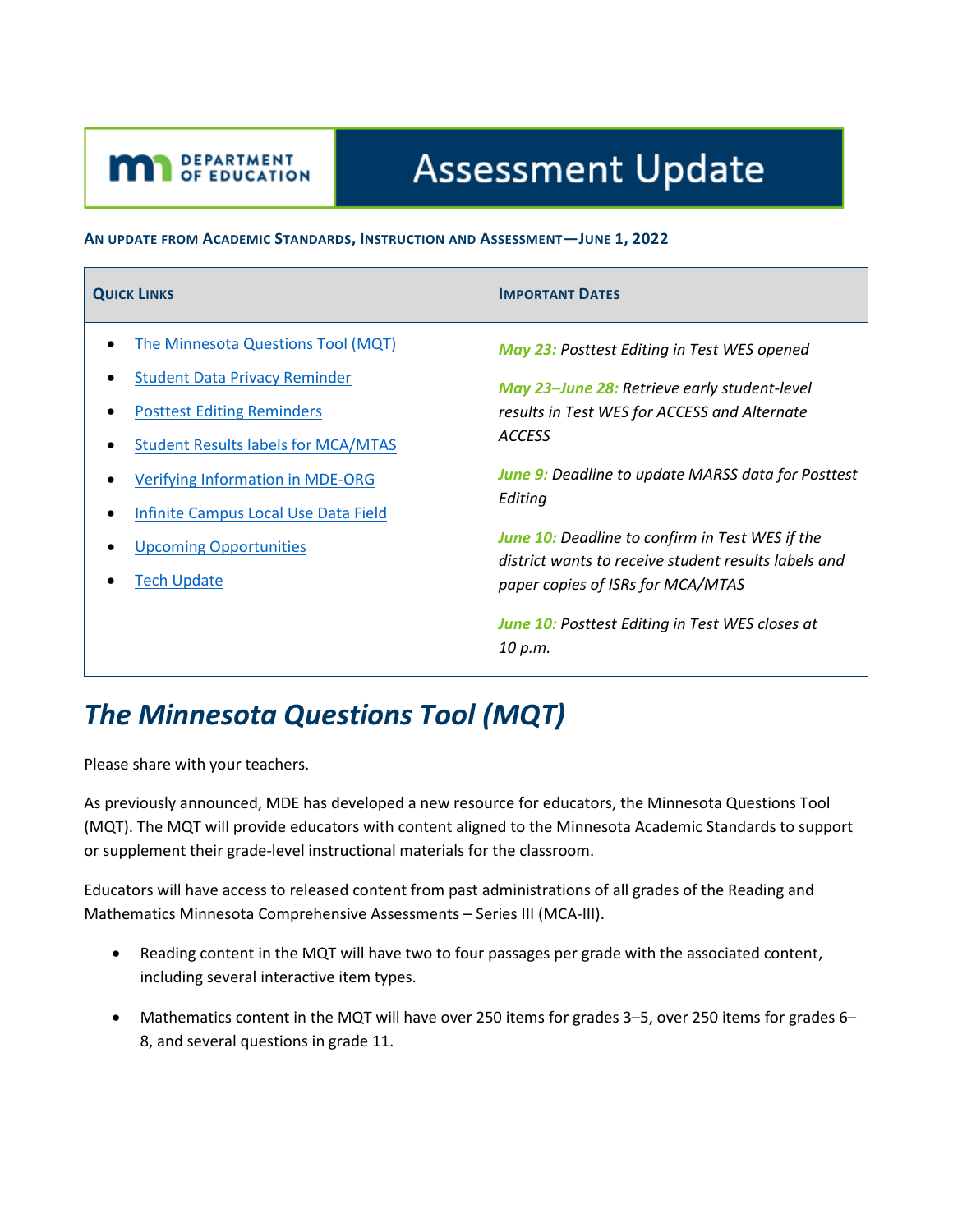# Assessment Update

**AN UPDATE FROM ACADEMIC STANDARDS, INSTRUCTION AND ASSESSMENT—JUNE 1, 2022**

| QUICK LINKS | IMPORTANT DATES |
|---|---|
| • The Minnesota Questions Tool (MQT)<br>• Student Data Privacy Reminder<br>• Posttest Editing Reminders<br>• Student Results labels for MCA/MTAS<br>• Verifying Information in MDE-ORG<br>• Infinite Campus Local Use Data Field<br>• Upcoming Opportunities<br>• Tech Update | *May 23: Posttest Editing in Test WES opened*<br><br>*May 23–June 28: Retrieve early student-level results in Test WES for ACCESS and Alternate ACCESS*<br><br>*June 9: Deadline to update MARSS data for Posttest Editing*<br><br>*June 10: Deadline to confirm in Test WES if the district wants to receive student results labels and paper copies of ISRs for MCA/MTAS*<br><br>*June 10: Posttest Editing in Test WES closes at 10 p.m.* |

## *The Minnesota Questions Tool (MQT)*

Please share with your teachers.

As previously announced, MDE has developed a new resource for educators, the Minnesota Questions Tool (MQT). The MQT will provide educators with content aligned to the Minnesota Academic Standards to support or supplement their grade-level instructional materials for the classroom.

Educators will have access to released content from past administrations of all grades of the Reading and Mathematics Minnesota Comprehensive Assessments – Series III (MCA-III).

- Reading content in the MQT will have two to four passages per grade with the associated content, including several interactive item types.
- Mathematics content in the MQT will have over 250 items for grades 3–5, over 250 items for grades 6–8, and several questions in grade 11.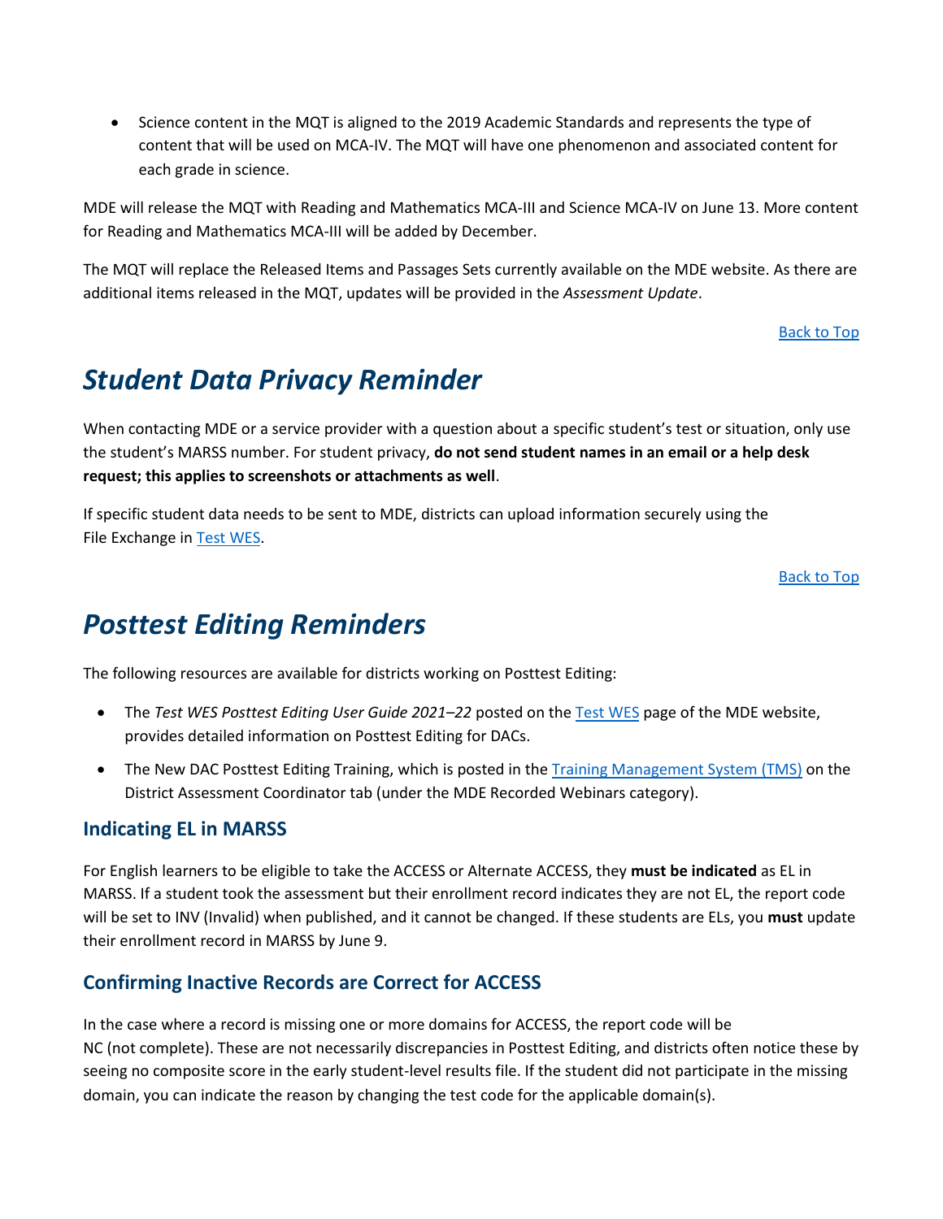- Science content in the MQT is aligned to the 2019 Academic Standards and represents the type of content that will be used on MCA-IV. The MQT will have one phenomenon and associated content for each grade in science.

MDE will release the MQT with Reading and Mathematics MCA-III and Science MCA-IV on June 13. More content for Reading and Mathematics MCA-III will be added by December.

The MQT will replace the Released Items and Passages Sets currently available on the MDE website. As there are additional items released in the MQT, updates will be provided in the *Assessment Update*.

Back to Top

# *Student Data Privacy Reminder*

When contacting MDE or a service provider with a question about a specific student's test or situation, only use the student's MARSS number. For student privacy, **do not send student names in an email or a help desk request; this applies to screenshots or attachments as well**.

If specific student data needs to be sent to MDE, districts can upload information securely using the File Exchange in Test WES.

Back to Top

# *Posttest Editing Reminders*

The following resources are available for districts working on Posttest Editing:

- The *Test WES Posttest Editing User Guide 2021–22* posted on the Test WES page of the MDE website, provides detailed information on Posttest Editing for DACs.
- The New DAC Posttest Editing Training, which is posted in the Training Management System (TMS) on the District Assessment Coordinator tab (under the MDE Recorded Webinars category).

## Indicating EL in MARSS

For English learners to be eligible to take the ACCESS or Alternate ACCESS, they **must be indicated** as EL in MARSS. If a student took the assessment but their enrollment record indicates they are not EL, the report code will be set to INV (Invalid) when published, and it cannot be changed. If these students are ELs, you **must** update their enrollment record in MARSS by June 9.

## Confirming Inactive Records are Correct for ACCESS

In the case where a record is missing one or more domains for ACCESS, the report code will be NC (not complete). These are not necessarily discrepancies in Posttest Editing, and districts often notice these by seeing no composite score in the early student-level results file. If the student did not participate in the missing domain, you can indicate the reason by changing the test code for the applicable domain(s).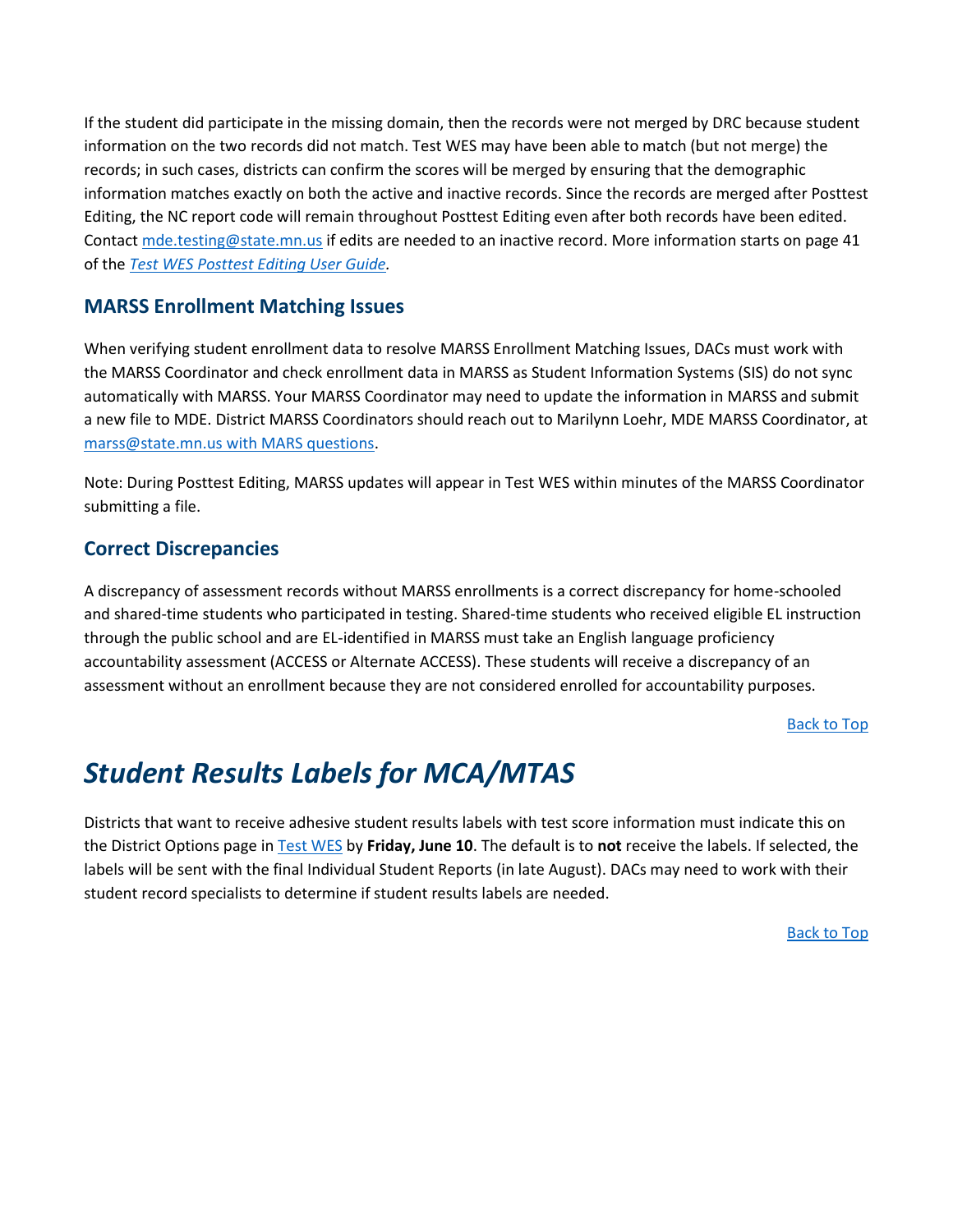If the student did participate in the missing domain, then the records were not merged by DRC because student information on the two records did not match. Test WES may have been able to match (but not merge) the records; in such cases, districts can confirm the scores will be merged by ensuring that the demographic information matches exactly on both the active and inactive records. Since the records are merged after Posttest Editing, the NC report code will remain throughout Posttest Editing even after both records have been edited. Contact mde.testing@state.mn.us if edits are needed to an inactive record. More information starts on page 41 of the *Test WES Posttest Editing User Guide.*

### MARSS Enrollment Matching Issues

When verifying student enrollment data to resolve MARSS Enrollment Matching Issues, DACs must work with the MARSS Coordinator and check enrollment data in MARSS as Student Information Systems (SIS) do not sync automatically with MARSS. Your MARSS Coordinator may need to update the information in MARSS and submit a new file to MDE. District MARSS Coordinators should reach out to Marilynn Loehr, MDE MARSS Coordinator, at marss@state.mn.us with MARS questions.

Note: During Posttest Editing, MARSS updates will appear in Test WES within minutes of the MARSS Coordinator submitting a file.

### Correct Discrepancies

A discrepancy of assessment records without MARSS enrollments is a correct discrepancy for home-schooled and shared-time students who participated in testing. Shared-time students who received eligible EL instruction through the public school and are EL-identified in MARSS must take an English language proficiency accountability assessment (ACCESS or Alternate ACCESS). These students will receive a discrepancy of an assessment without an enrollment because they are not considered enrolled for accountability purposes.

Back to Top

## *Student Results Labels for MCA/MTAS*

Districts that want to receive adhesive student results labels with test score information must indicate this on the District Options page in Test WES by **Friday, June 10**. The default is to **not** receive the labels. If selected, the labels will be sent with the final Individual Student Reports (in late August). DACs may need to work with their student record specialists to determine if student results labels are needed.

Back to Top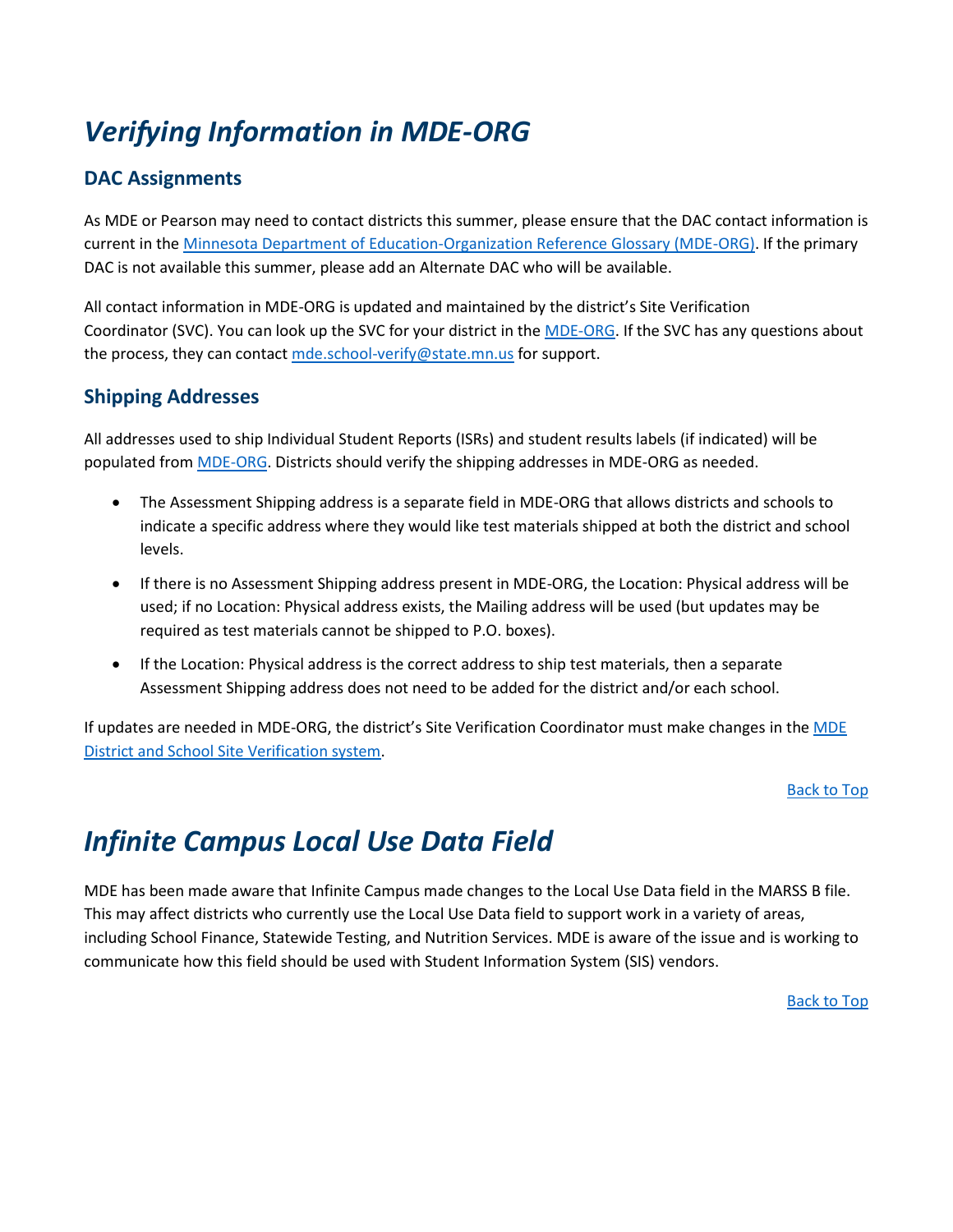# *Verifying Information in MDE-ORG*

## DAC Assignments

As MDE or Pearson may need to contact districts this summer, please ensure that the DAC contact information is current in the [Minnesota Department of Education-Organization Reference Glossary (MDE-ORG)](). If the primary DAC is not available this summer, please add an Alternate DAC who will be available.

All contact information in MDE-ORG is updated and maintained by the district's Site Verification Coordinator (SVC). You can look up the SVC for your district in the [MDE-ORG](). If the SVC has any questions about the process, they can contact [mde.school-verify@state.mn.us]() for support.

## Shipping Addresses

All addresses used to ship Individual Student Reports (ISRs) and student results labels (if indicated) will be populated from [MDE-ORG](). Districts should verify the shipping addresses in MDE-ORG as needed.

- The Assessment Shipping address is a separate field in MDE-ORG that allows districts and schools to indicate a specific address where they would like test materials shipped at both the district and school levels.
- If there is no Assessment Shipping address present in MDE-ORG, the Location: Physical address will be used; if no Location: Physical address exists, the Mailing address will be used (but updates may be required as test materials cannot be shipped to P.O. boxes).
- If the Location: Physical address is the correct address to ship test materials, then a separate Assessment Shipping address does not need to be added for the district and/or each school.

If updates are needed in MDE-ORG, the district's Site Verification Coordinator must make changes in the [MDE District and School Site Verification system]().

[Back to Top]()

# *Infinite Campus Local Use Data Field*

MDE has been made aware that Infinite Campus made changes to the Local Use Data field in the MARSS B file. This may affect districts who currently use the Local Use Data field to support work in a variety of areas, including School Finance, Statewide Testing, and Nutrition Services. MDE is aware of the issue and is working to communicate how this field should be used with Student Information System (SIS) vendors.

[Back to Top]()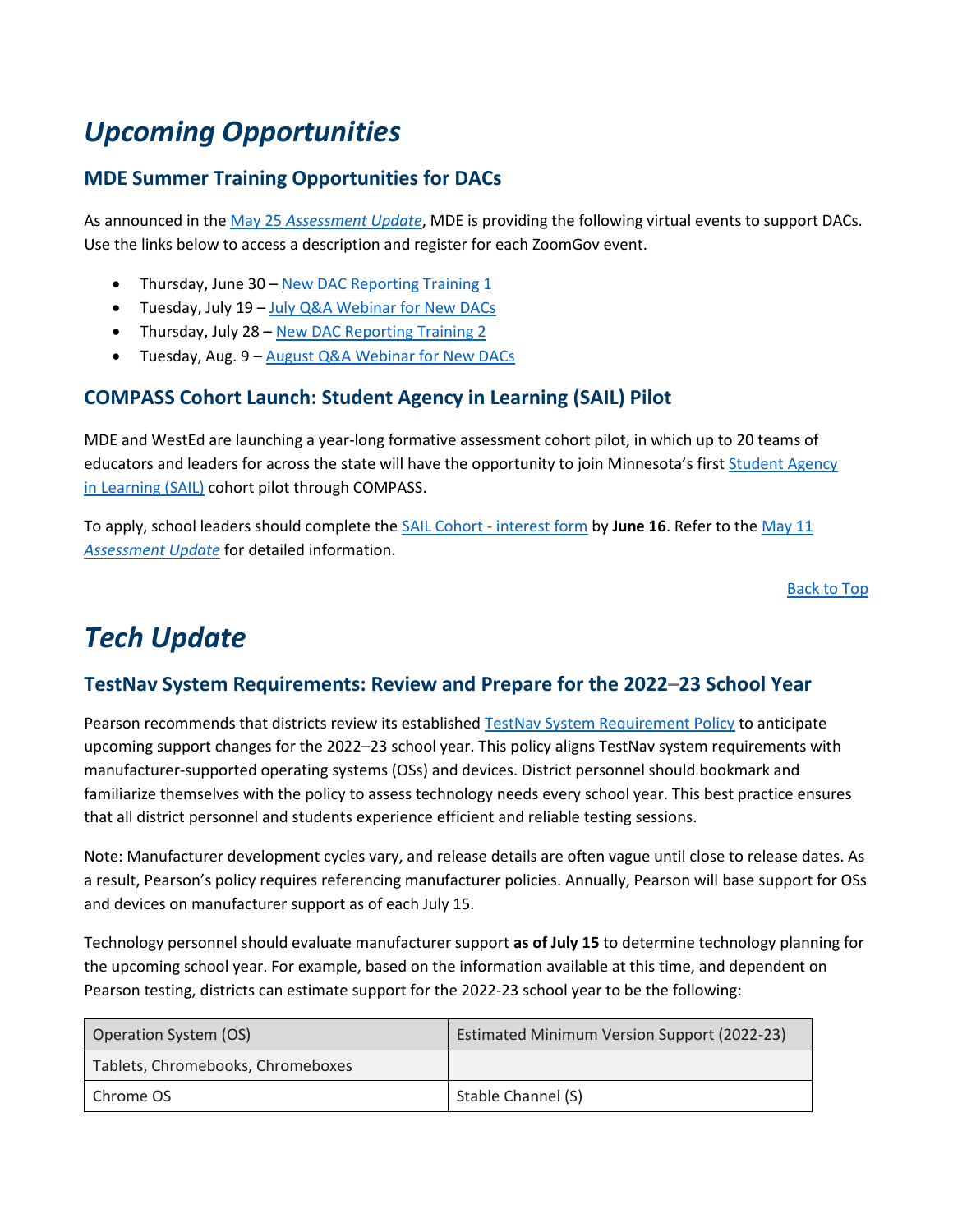# *Upcoming Opportunities*

## MDE Summer Training Opportunities for DACs

As announced in the May 25 *Assessment Update*, MDE is providing the following virtual events to support DACs. Use the links below to access a description and register for each ZoomGov event.

- Thursday, June 30 – New DAC Reporting Training 1
- Tuesday, July 19 – July Q&A Webinar for New DACs
- Thursday, July 28 – New DAC Reporting Training 2
- Tuesday, Aug. 9 – August Q&A Webinar for New DACs

## COMPASS Cohort Launch: Student Agency in Learning (SAIL) Pilot

MDE and WestEd are launching a year-long formative assessment cohort pilot, in which up to 20 teams of educators and leaders for across the state will have the opportunity to join Minnesota's first Student Agency in Learning (SAIL) cohort pilot through COMPASS.

To apply, school leaders should complete the SAIL Cohort - interest form by **June 16**. Refer to the May 11 *Assessment Update* for detailed information.

Back to Top

# *Tech Update*

## TestNav System Requirements: Review and Prepare for the 2022–23 School Year

Pearson recommends that districts review its established TestNav System Requirement Policy to anticipate upcoming support changes for the 2022–23 school year. This policy aligns TestNav system requirements with manufacturer-supported operating systems (OSs) and devices. District personnel should bookmark and familiarize themselves with the policy to assess technology needs every school year. This best practice ensures that all district personnel and students experience efficient and reliable testing sessions.

Note: Manufacturer development cycles vary, and release details are often vague until close to release dates. As a result, Pearson's policy requires referencing manufacturer policies. Annually, Pearson will base support for OSs and devices on manufacturer support as of each July 15.

Technology personnel should evaluate manufacturer support **as of July 15** to determine technology planning for the upcoming school year. For example, based on the information available at this time, and dependent on Pearson testing, districts can estimate support for the 2022-23 school year to be the following:

| Operation System (OS) | Estimated Minimum Version Support (2022-23) |
|---|---|
| Tablets, Chromebooks, Chromeboxes | |
| Chrome OS | Stable Channel (S) |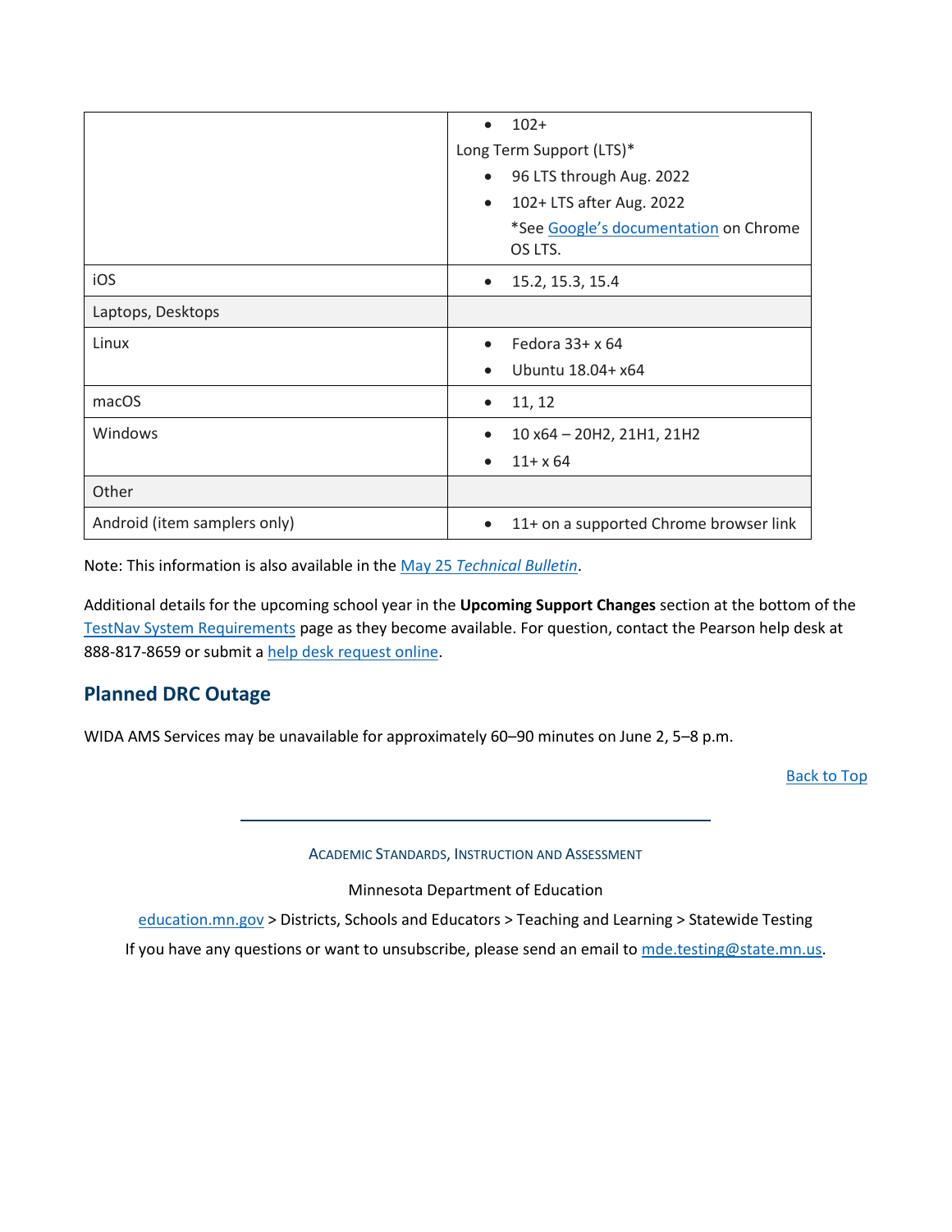| | |
|---|---|
| | • 102+<br>Long Term Support (LTS)*<br>• 96 LTS through Aug. 2022<br>• 102+ LTS after Aug. 2022<br>*See Google's documentation on Chrome OS LTS. |
| iOS | • 15.2, 15.3, 15.4 |
| Laptops, Desktops | |
| Linux | • Fedora 33+ x 64<br>• Ubuntu 18.04+ x64 |
| macOS | • 11, 12 |
| Windows | • 10 x64 – 20H2, 21H1, 21H2<br>• 11+ x 64 |
| Other | |
| Android (item samplers only) | • 11+ on a supported Chrome browser link |

Note: This information is also available in the May 25 *Technical Bulletin*.

Additional details for the upcoming school year in the **Upcoming Support Changes** section at the bottom of the TestNav System Requirements page as they become available. For question, contact the Pearson help desk at 888-817-8659 or submit a help desk request online.

## Planned DRC Outage

WIDA AMS Services may be unavailable for approximately 60–90 minutes on June 2, 5–8 p.m.

Back to Top

---

ACADEMIC STANDARDS, INSTRUCTION AND ASSESSMENT

Minnesota Department of Education

education.mn.gov > Districts, Schools and Educators > Teaching and Learning > Statewide Testing

If you have any questions or want to unsubscribe, please send an email to mde.testing@state.mn.us.